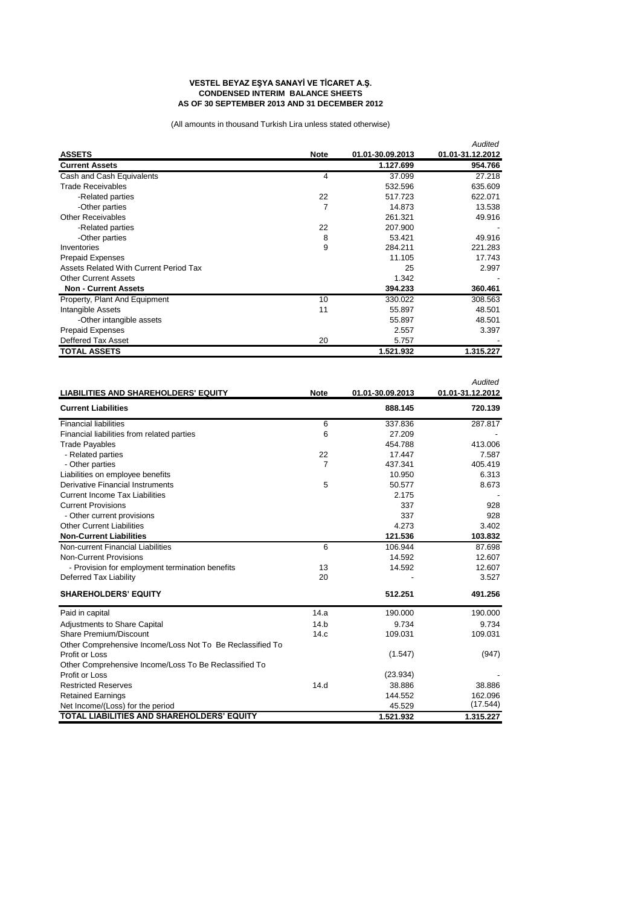**VESTEL BEYAZ EŞYA SANAYİ VE TİCARET A.Ş.**
**CONDENSED INTERIM BALANCE SHEETS**
**AS OF 30 SEPTEMBER 2013 AND 31 DECEMBER 2012**

(All amounts in thousand Turkish Lira unless stated otherwise)

| ASSETS | Note | 01.01-30.09.2013 | *Audited* 01.01-31.12.2012 |
|---|---|---|---|
| **Current Assets** | | **1.127.699** | **954.766** |
| Cash and Cash Equivalents | 4 | 37.099 | 27.218 |
| Trade Receivables | | 532.596 | 635.609 |
| -Related parties | 22 | 517.723 | 622.071 |
| -Other parties | 7 | 14.873 | 13.538 |
| Other Receivables | | 261.321 | 49.916 |
| -Related parties | 22 | 207.900 | - |
| -Other parties | 8 | 53.421 | 49.916 |
| Inventories | 9 | 284.211 | 221.283 |
| Prepaid Expenses | | 11.105 | 17.743 |
| Assets Related With Current Period Tax | | 25 | 2.997 |
| Other Current Assets | | 1.342 | - |
| **Non - Current Assets** | | **394.233** | **360.461** |
| Property, Plant And Equipment | 10 | 330.022 | 308.563 |
| Intangible Assets | 11 | 55.897 | 48.501 |
| -Other intangible assets | | 55.897 | 48.501 |
| Prepaid Expenses | | 2.557 | 3.397 |
| Deffered Tax Asset | 20 | 5.757 | - |
| **TOTAL ASSETS** | | **1.521.932** | **1.315.227** |

| LIABILITIES AND SHAREHOLDERS' EQUITY | Note | 01.01-30.09.2013 | *Audited* 01.01-31.12.2012 |
|---|---|---|---|
| **Current Liabilities** | | **888.145** | **720.139** |
| Financial liabilities | 6 | 337.836 | 287.817 |
| Financial liabilities from related parties | 6 | 27.209 | - |
| Trade Payables | | 454.788 | 413.006 |
| - Related parties | 22 | 17.447 | 7.587 |
| - Other parties | 7 | 437.341 | 405.419 |
| Liabilities on employee benefits | | 10.950 | 6.313 |
| Derivative Financial Instruments | 5 | 50.577 | 8.673 |
| Current Income Tax Liabilities | | 2.175 | - |
| Current Provisions | | 337 | 928 |
| - Other current provisions | | 337 | 928 |
| Other Current Liabilities | | 4.273 | 3.402 |
| **Non-Current Liabilities** | | **121.536** | **103.832** |
| Non-current Financial Liabilities | 6 | 106.944 | 87.698 |
| Non-Current Provisions | | 14.592 | 12.607 |
| - Provision for employment termination benefits | 13 | 14.592 | 12.607 |
| Deferred Tax Liability | 20 | - | 3.527 |
| **SHAREHOLDERS' EQUITY** | | **512.251** | **491.256** |
| Paid in capital | 14.a | 190.000 | 190.000 |
| Adjustments to Share Capital | 14.b | 9.734 | 9.734 |
| Share Premium/Discount | 14.c | 109.031 | 109.031 |
| Other Comprehensive Income/Loss Not To Be Reclassified To Profit or Loss | | (1.547) | (947) |
| Other Comprehensive Income/Loss To Be Reclassified To Profit or Loss | | (23.934) | - |
| Restricted Reserves | 14.d | 38.886 | 38.886 |
| Retained Earnings | | 144.552 | 162.096 |
| Net Income/(Loss) for the period | | 45.529 | (17.544) |
| **TOTAL LIABILITIES AND SHAREHOLDERS' EQUITY** | | **1.521.932** | **1.315.227** |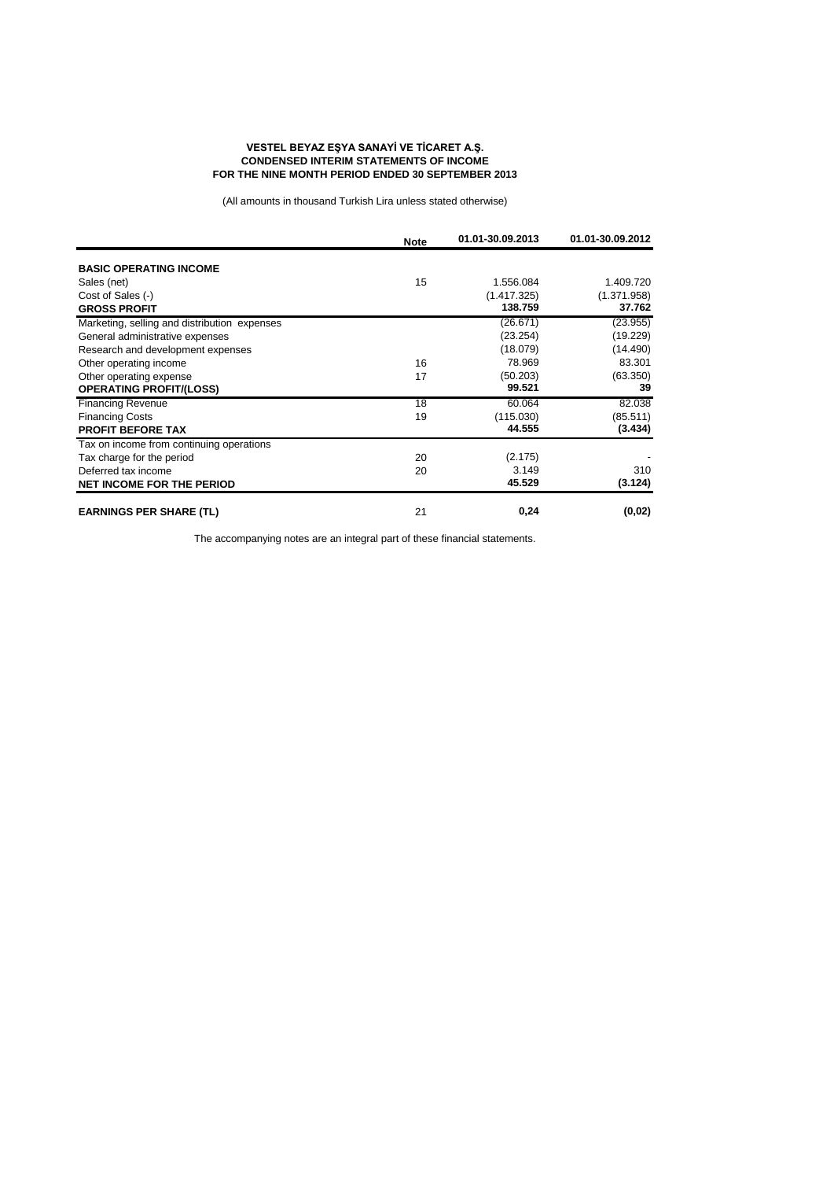**VESTEL BEYAZ EŞYA SANAYİ VE TİCARET A.Ş.**
**CONDENSED INTERIM STATEMENTS OF INCOME**
**FOR THE NINE MONTH PERIOD ENDED 30 SEPTEMBER 2013**

(All amounts in thousand Turkish Lira unless stated otherwise)

| | Note | 01.01-30.09.2013 | 01.01-30.09.2012 |
|---|---|---|---|
| **BASIC OPERATING INCOME** | | | |
| Sales (net) | 15 | 1.556.084 | 1.409.720 |
| Cost of Sales (-) | | (1.417.325) | (1.371.958) |
| **GROSS PROFIT** | | **138.759** | **37.762** |
| Marketing, selling and distribution expenses | | (26.671) | (23.955) |
| General administrative expenses | | (23.254) | (19.229) |
| Research and development expenses | | (18.079) | (14.490) |
| Other operating income | 16 | 78.969 | 83.301 |
| Other operating expense | 17 | (50.203) | (63.350) |
| **OPERATING PROFIT/(LOSS)** | | **99.521** | **39** |
| Financing Revenue | 18 | 60.064 | 82.038 |
| Financing Costs | 19 | (115.030) | (85.511) |
| **PROFIT BEFORE TAX** | | **44.555** | **(3.434)** |
| Tax on income from continuing operations | | | |
| Tax charge for the period | 20 | (2.175) | - |
| Deferred tax income | 20 | 3.149 | 310 |
| **NET INCOME FOR THE PERIOD** | | **45.529** | **(3.124)** |
| **EARNINGS PER SHARE (TL)** | 21 | **0,24** | **(0,02)** |

The accompanying notes are an integral part of these financial statements.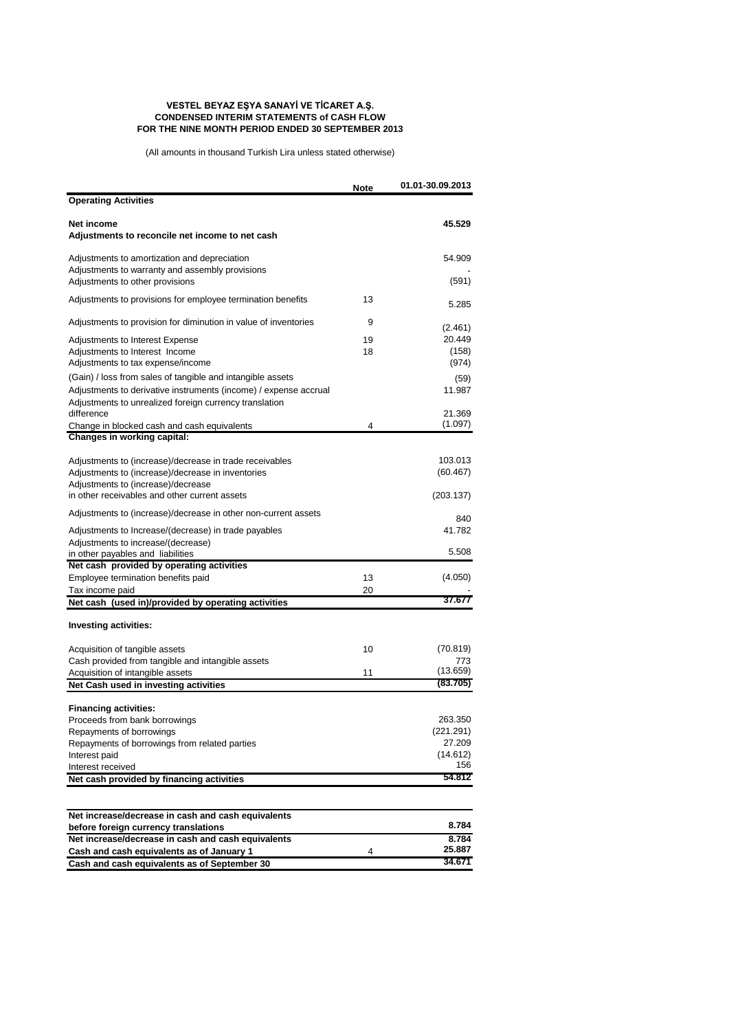**VESTEL BEYAZ EŞYA SANAYİ VE TİCARET A.Ş.**
**CONDENSED INTERIM STATEMENTS of CASH FLOW**
**FOR THE NINE MONTH PERIOD ENDED 30 SEPTEMBER 2013**

(All amounts in thousand Turkish Lira unless stated otherwise)

| | Note | 01.01-30.09.2013 |
|---|---|---|
| **Operating Activities** | | |
| **Net income** | | **45.529** |
| **Adjustments to reconcile net income to net cash** | | |
| Adjustments to amortization and depreciation | | 54.909 |
| Adjustments to warranty and assembly provisions | | - |
| Adjustments to other provisions | | (591) |
| Adjustments to provisions for employee termination benefits | 13 | 5.285 |
| Adjustments to provision for diminution in value of inventories | 9 | (2.461) |
| Adjustments to Interest Expense | 19 | 20.449 |
| Adjustments to Interest Income | 18 | (158) |
| Adjustments to tax expense/income | | (974) |
| (Gain) / loss from sales of tangible and intangible assets | | (59) |
| Adjustments to derivative instruments (income) / expense accrual | | 11.987 |
| Adjustments to unrealized foreign currency translation difference | | 21.369 |
| Change in blocked cash and cash equivalents | 4 | (1.097) |
| **Changes in working capital:** | | |
| Adjustments to (increase)/decrease in trade receivables | | 103.013 |
| Adjustments to (increase)/decrease in inventories | | (60.467) |
| Adjustments to (increase)/decrease in other receivables and other current assets | | (203.137) |
| Adjustments to (increase)/decrease in other non-current assets | | 840 |
| Adjustments to Increase/(decrease) in trade payables | | 41.782 |
| Adjustments to increase/(decrease) in other payables and liabilities | | 5.508 |
| **Net cash provided by operating activities** | | |
| Employee termination benefits paid | 13 | (4.050) |
| Tax income paid | 20 | - |
| **Net cash (used in)/provided by operating activities** | | **37.677** |
| **Investing activities:** | | |
| Acquisition of tangible assets | 10 | (70.819) |
| Cash provided from tangible and intangible assets | | 773 |
| Acquisition of intangible assets | 11 | (13.659) |
| **Net Cash used in investing activities** | | **(83.705)** |
| **Financing activities:** | | |
| Proceeds from bank borrowings | | 263.350 |
| Repayments of borrowings | | (221.291) |
| Repayments of borrowings from related parties | | 27.209 |
| Interest paid | | (14.612) |
| Interest received | | 156 |
| **Net cash provided by financing activities** | | **54.812** |
| **Net increase/decrease in cash and cash equivalents before foreign currency translations** | | **8.784** |
| **Net increase/decrease in cash and cash equivalents** | | **8.784** |
| **Cash and cash equivalents as of January 1** | 4 | **25.887** |
| **Cash and cash equivalents as of September 30** | | **34.671** |